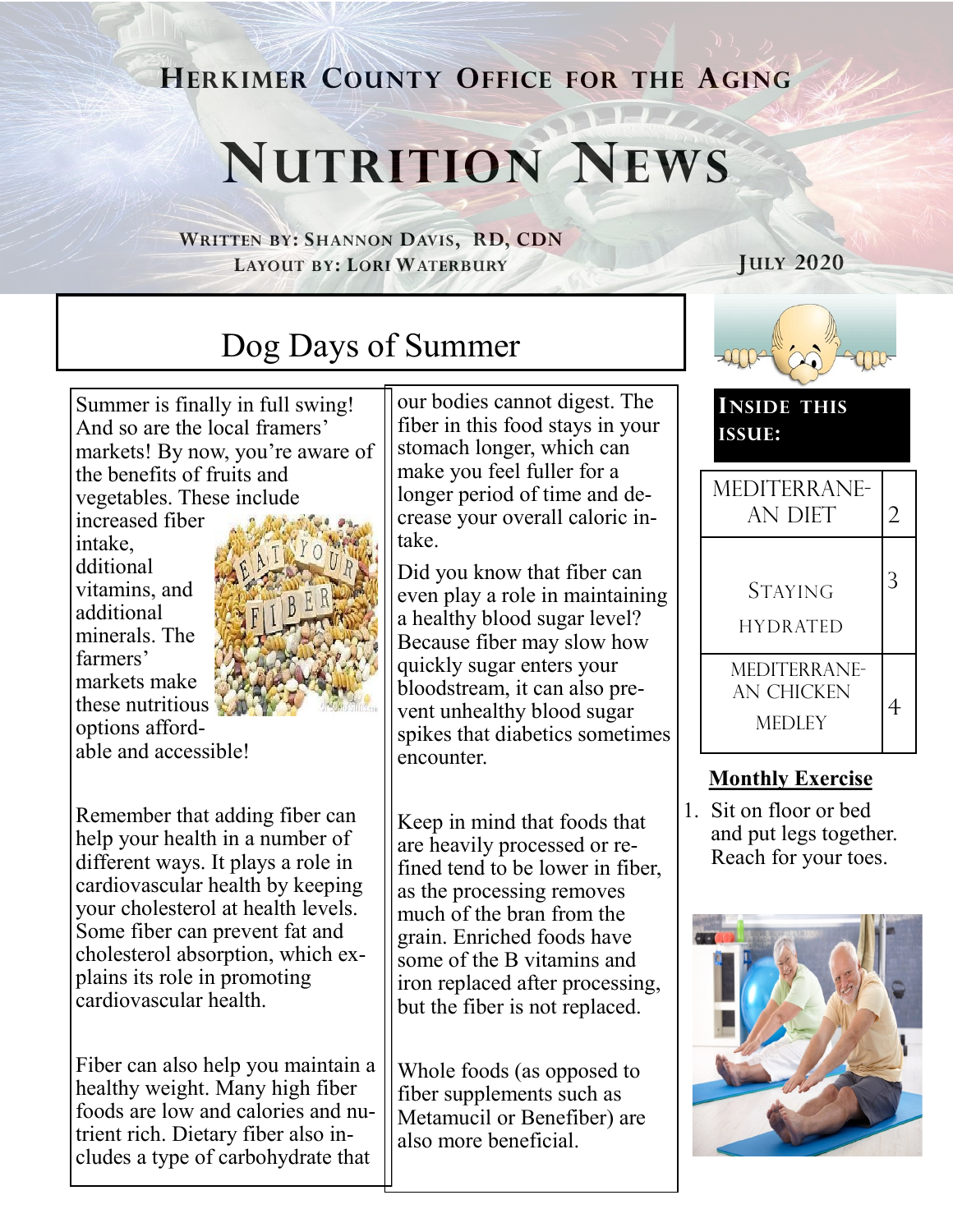# Herkimer County Office for the Aging

# Nutrition News

**Written by: Shannon Davis, RD, CDN**
**Layout by: Lori Waterbury**

**July 2020**

## Dog Days of Summer

Summer is finally in full swing! And so are the local framers' markets! By now, you're aware of the benefits of fruits and vegetables. These include increased fiber intake, dditional vitamins, and additional minerals. The farmers' markets make these nutritious options affordable and accessible!

Remember that adding fiber can help your health in a number of different ways. It plays a role in cardiovascular health by keeping your cholesterol at health levels. Some fiber can prevent fat and cholesterol absorption, which explains its role in promoting cardiovascular health.

Fiber can also help you maintain a healthy weight. Many high fiber foods are low and calories and nutrient rich. Dietary fiber also includes a type of carbohydrate that our bodies cannot digest. The fiber in this food stays in your stomach longer, which can make you feel fuller for a longer period of time and decrease your overall caloric intake.

Did you know that fiber can even play a role in maintaining a healthy blood sugar level? Because fiber may slow how quickly sugar enters your bloodstream, it can also prevent unhealthy blood sugar spikes that diabetics sometimes encounter.

Keep in mind that foods that are heavily processed or refined tend to be lower in fiber, as the processing removes much of the bran from the grain. Enriched foods have some of the B vitamins and iron replaced after processing, but the fiber is not replaced.

Whole foods (as opposed to fiber supplements such as Metamucil or Benefiber) are also more beneficial.

### Inside this issue:

| | |
|---|---|
| Mediterranean Diet | 2 |
| Staying Hydrated | 3 |
| Mediterranean Chicken Medley | 4 |

### Monthly Exercise

1. Sit on floor or bed and put legs together. Reach for your toes.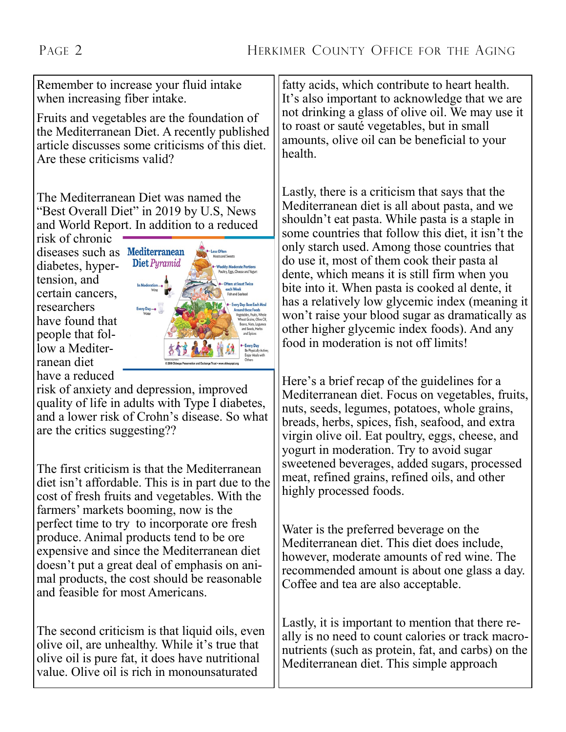Remember to increase your fluid intake when increasing fiber intake.

Fruits and vegetables are the foundation of the Mediterranean Diet. A recently published article discusses some criticisms of this diet. Are these criticisms valid?

The Mediterranean Diet was named the "Best Overall Diet" in 2019 by U.S, News and World Report. In addition to a reduced risk of chronic diseases such as diabetes, hypertension, and certain cancers, researchers have found that people that follow a Mediterranean diet have a reduced risk of anxiety and depression, improved quality of life in adults with Type I diabetes, and a lower risk of Crohn's disease. So what are the critics suggesting??

The first criticism is that the Mediterranean diet isn't affordable. This is in part due to the cost of fresh fruits and vegetables. With the farmers' markets booming, now is the perfect time to try to incorporate ore fresh produce. Animal products tend to be ore expensive and since the Mediterranean diet doesn't put a great deal of emphasis on animal products, the cost should be reasonable and feasible for most Americans.

The second criticism is that liquid oils, even olive oil, are unhealthy. While it's true that olive oil is pure fat, it does have nutritional value. Olive oil is rich in monounsaturated fatty acids, which contribute to heart health. It's also important to acknowledge that we are not drinking a glass of olive oil. We may use it to roast or sauté vegetables, but in small amounts, olive oil can be beneficial to your health.

Lastly, there is a criticism that says that the Mediterranean diet is all about pasta, and we shouldn't eat pasta. While pasta is a staple in some countries that follow this diet, it isn't the only starch used. Among those countries that do use it, most of them cook their pasta al dente, which means it is still firm when you bite into it. When pasta is cooked al dente, it has a relatively low glycemic index (meaning it won't raise your blood sugar as dramatically as other higher glycemic index foods). And any food in moderation is not off limits!

Here's a brief recap of the guidelines for a Mediterranean diet. Focus on vegetables, fruits, nuts, seeds, legumes, potatoes, whole grains, breads, herbs, spices, fish, seafood, and extra virgin olive oil. Eat poultry, eggs, cheese, and yogurt in moderation. Try to avoid sugar sweetened beverages, added sugars, processed meat, refined grains, refined oils, and other highly processed foods.

Water is the preferred beverage on the Mediterranean diet. This diet does include, however, moderate amounts of red wine. The recommended amount is about one glass a day. Coffee and tea are also acceptable.

Lastly, it is important to mention that there really is no need to count calories or track macronutrients (such as protein, fat, and carbs) on the Mediterranean diet. This simple approach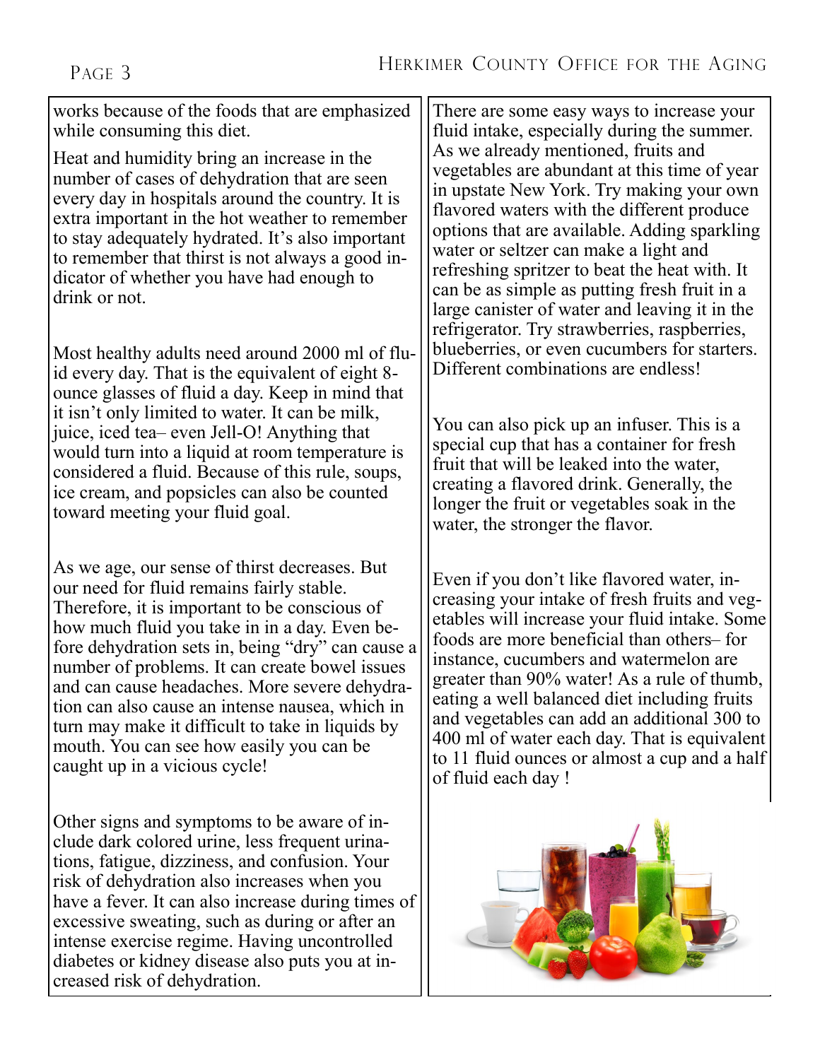works because of the foods that are emphasized while consuming this diet.

Heat and humidity bring an increase in the number of cases of dehydration that are seen every day in hospitals around the country. It is extra important in the hot weather to remember to stay adequately hydrated. It's also important to remember that thirst is not always a good indicator of whether you have had enough to drink or not.

Most healthy adults need around 2000 ml of fluid every day. That is the equivalent of eight 8-ounce glasses of fluid a day. Keep in mind that it isn't only limited to water. It can be milk, juice, iced tea– even Jell-O! Anything that would turn into a liquid at room temperature is considered a fluid. Because of this rule, soups, ice cream, and popsicles can also be counted toward meeting your fluid goal.

As we age, our sense of thirst decreases. But our need for fluid remains fairly stable. Therefore, it is important to be conscious of how much fluid you take in in a day. Even before dehydration sets in, being "dry" can cause a number of problems. It can create bowel issues and can cause headaches. More severe dehydration can also cause an intense nausea, which in turn may make it difficult to take in liquids by mouth. You can see how easily you can be caught up in a vicious cycle!

Other signs and symptoms to be aware of include dark colored urine, less frequent urinations, fatigue, dizziness, and confusion. Your risk of dehydration also increases when you have a fever. It can also increase during times of excessive sweating, such as during or after an intense exercise regime. Having uncontrolled diabetes or kidney disease also puts you at increased risk of dehydration.

There are some easy ways to increase your fluid intake, especially during the summer. As we already mentioned, fruits and vegetables are abundant at this time of year in upstate New York. Try making your own flavored waters with the different produce options that are available. Adding sparkling water or seltzer can make a light and refreshing spritzer to beat the heat with. It can be as simple as putting fresh fruit in a large canister of water and leaving it in the refrigerator. Try strawberries, raspberries, blueberries, or even cucumbers for starters. Different combinations are endless!

You can also pick up an infuser. This is a special cup that has a container for fresh fruit that will be leaked into the water, creating a flavored drink. Generally, the longer the fruit or vegetables soak in the water, the stronger the flavor.

Even if you don't like flavored water, increasing your intake of fresh fruits and vegetables will increase your fluid intake. Some foods are more beneficial than others– for instance, cucumbers and watermelon are greater than 90% water! As a rule of thumb, eating a well balanced diet including fruits and vegetables can add an additional 300 to 400 ml of water each day. That is equivalent to 11 fluid ounces or almost a cup and a half of fluid each day !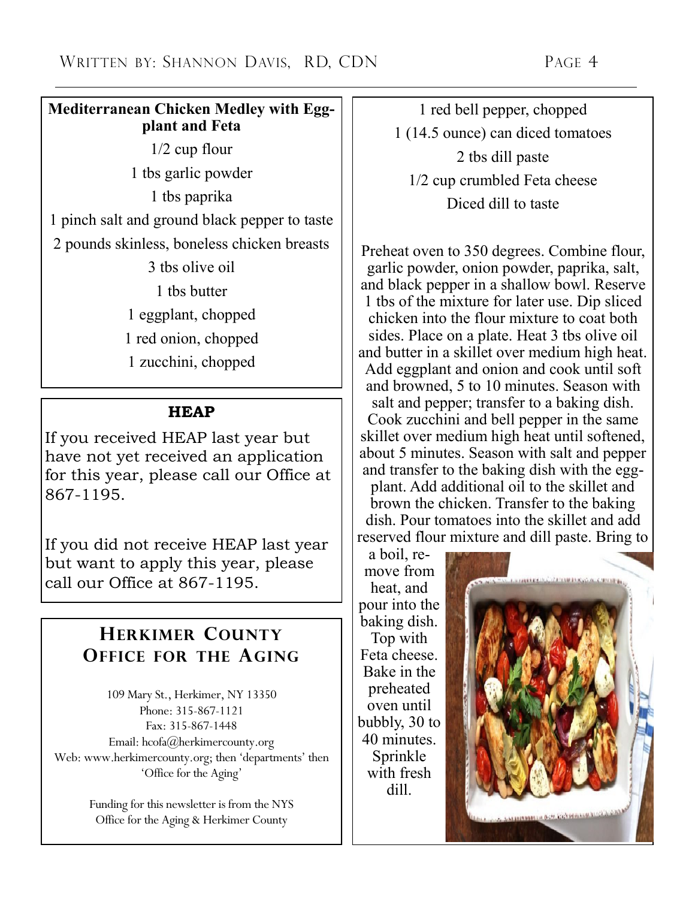## Mediterranean Chicken Medley with Eggplant and Feta

1/2 cup flour

1 tbs garlic powder

1 tbs paprika

1 pinch salt and ground black pepper to taste

2 pounds skinless, boneless chicken breasts

3 tbs olive oil

1 tbs butter

1 eggplant, chopped

1 red onion, chopped

1 zucchini, chopped

1 red bell pepper, chopped

1 (14.5 ounce) can diced tomatoes

2 tbs dill paste

1/2 cup crumbled Feta cheese

Diced dill to taste

Preheat oven to 350 degrees. Combine flour, garlic powder, onion powder, paprika, salt, and black pepper in a shallow bowl. Reserve 1 tbs of the mixture for later use. Dip sliced chicken into the flour mixture to coat both sides. Place on a plate. Heat 3 tbs olive oil and butter in a skillet over medium high heat. Add eggplant and onion and cook until soft and browned, 5 to 10 minutes. Season with salt and pepper; transfer to a baking dish. Cook zucchini and bell pepper in the same skillet over medium high heat until softened, about 5 minutes. Season with salt and pepper and transfer to the baking dish with the eggplant. Add additional oil to the skillet and brown the chicken. Transfer to the baking dish. Pour tomatoes into the skillet and add reserved flour mixture and dill paste. Bring to a boil, remove from heat, and pour into the baking dish. Top with Feta cheese. Bake in the preheated oven until bubbly, 30 to 40 minutes. Sprinkle with fresh dill.

## HEAP

If you received HEAP last year but have not yet received an application for this year, please call our Office at 867-1195.

If you did not receive HEAP last year but want to apply this year, please call our Office at 867-1195.

## Herkimer County Office for the Aging

109 Mary St., Herkimer, NY 13350
Phone: 315-867-1121
Fax: 315-867-1448
Email: hcofa@herkimercounty.org
Web: www.herkimercounty.org; then 'departments' then 'Office for the Aging'

Funding for this newsletter is from the NYS Office for the Aging & Herkimer County